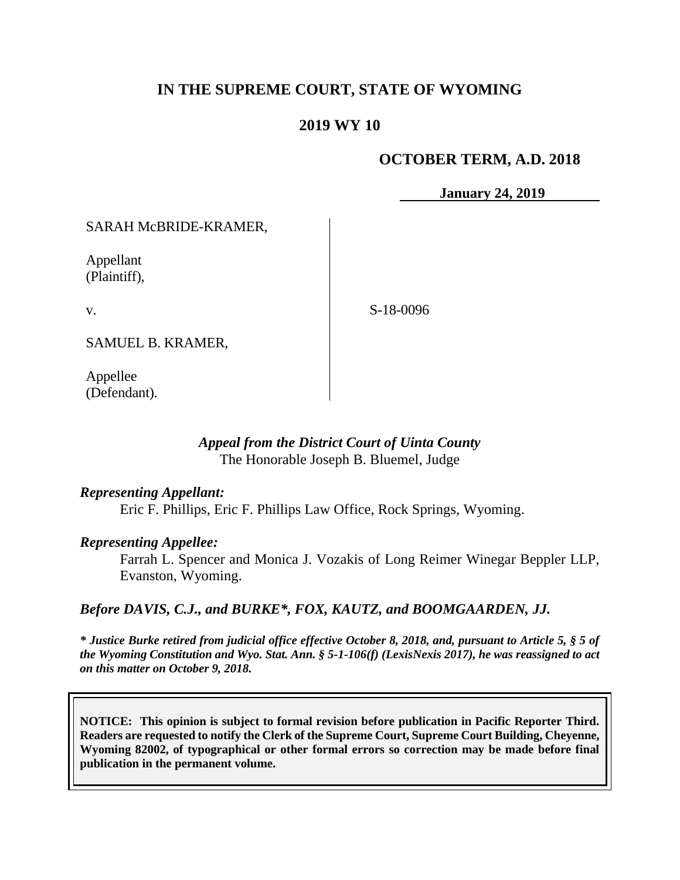**IN THE SUPREME COURT, STATE OF WYOMING**

**2019 WY 10**

**OCTOBER TERM, A.D. 2018**

**January 24, 2019**

SARAH McBRIDE-KRAMER,

Appellant
(Plaintiff),

v.

SAMUEL B. KRAMER,

Appellee
(Defendant).

S-18-0096

***Appeal from the District Court of Uinta County***
The Honorable Joseph B. Bluemel, Judge

***Representing Appellant:***
Eric F. Phillips, Eric F. Phillips Law Office, Rock Springs, Wyoming.

***Representing Appellee:***
Farrah L. Spencer and Monica J. Vozakis of Long Reimer Winegar Beppler LLP, Evanston, Wyoming.

***Before DAVIS, C.J., and BURKE\*, FOX, KAUTZ, and BOOMGAARDEN, JJ.***

***\* Justice Burke retired from judicial office effective October 8, 2018, and, pursuant to Article 5, § 5 of the Wyoming Constitution and Wyo. Stat. Ann. § 5-1-106(f) (LexisNexis 2017), he was reassigned to act on this matter on October 9, 2018.***

**NOTICE: This opinion is subject to formal revision before publication in Pacific Reporter Third. Readers are requested to notify the Clerk of the Supreme Court, Supreme Court Building, Cheyenne, Wyoming 82002, of typographical or other formal errors so correction may be made before final publication in the permanent volume.**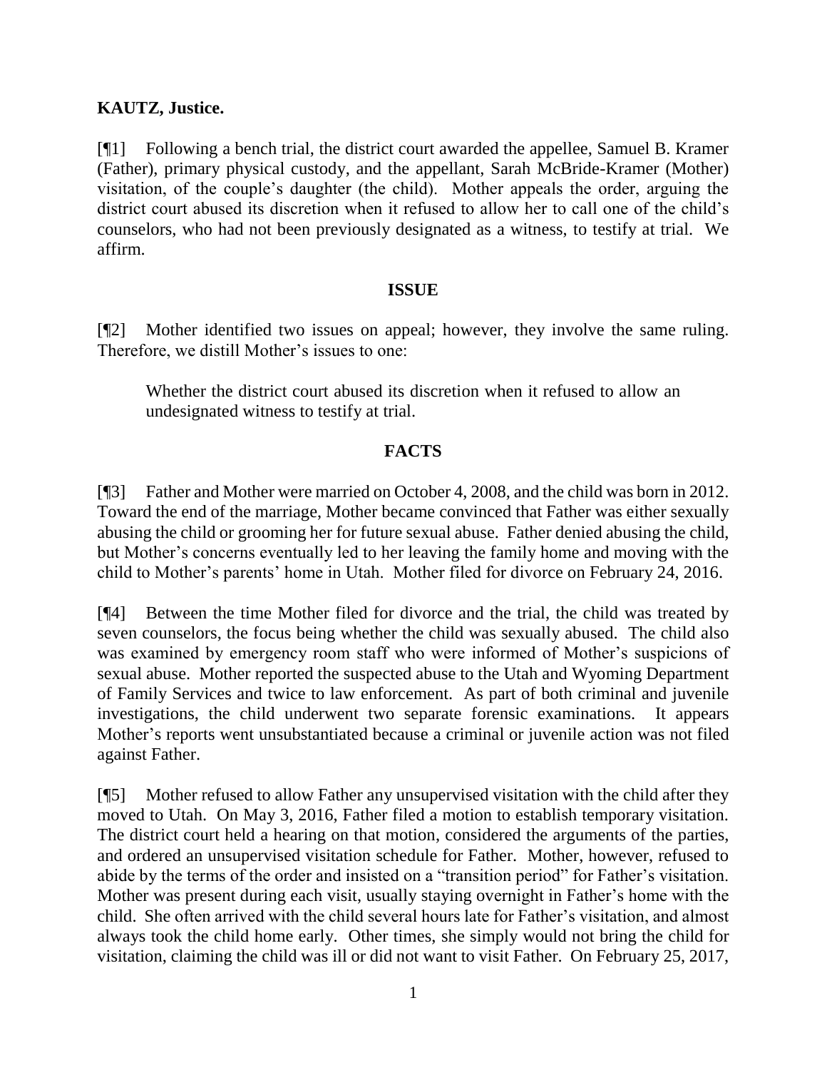**KAUTZ, Justice.**

[¶1] Following a bench trial, the district court awarded the appellee, Samuel B. Kramer (Father), primary physical custody, and the appellant, Sarah McBride-Kramer (Mother) visitation, of the couple's daughter (the child). Mother appeals the order, arguing the district court abused its discretion when it refused to allow her to call one of the child's counselors, who had not been previously designated as a witness, to testify at trial. We affirm.

## ISSUE

[¶2] Mother identified two issues on appeal; however, they involve the same ruling. Therefore, we distill Mother's issues to one:

> Whether the district court abused its discretion when it refused to allow an undesignated witness to testify at trial.

## FACTS

[¶3] Father and Mother were married on October 4, 2008, and the child was born in 2012. Toward the end of the marriage, Mother became convinced that Father was either sexually abusing the child or grooming her for future sexual abuse. Father denied abusing the child, but Mother's concerns eventually led to her leaving the family home and moving with the child to Mother's parents' home in Utah. Mother filed for divorce on February 24, 2016.

[¶4] Between the time Mother filed for divorce and the trial, the child was treated by seven counselors, the focus being whether the child was sexually abused. The child also was examined by emergency room staff who were informed of Mother's suspicions of sexual abuse. Mother reported the suspected abuse to the Utah and Wyoming Department of Family Services and twice to law enforcement. As part of both criminal and juvenile investigations, the child underwent two separate forensic examinations. It appears Mother's reports went unsubstantiated because a criminal or juvenile action was not filed against Father.

[¶5] Mother refused to allow Father any unsupervised visitation with the child after they moved to Utah. On May 3, 2016, Father filed a motion to establish temporary visitation. The district court held a hearing on that motion, considered the arguments of the parties, and ordered an unsupervised visitation schedule for Father. Mother, however, refused to abide by the terms of the order and insisted on a "transition period" for Father's visitation. Mother was present during each visit, usually staying overnight in Father's home with the child. She often arrived with the child several hours late for Father's visitation, and almost always took the child home early. Other times, she simply would not bring the child for visitation, claiming the child was ill or did not want to visit Father. On February 25, 2017,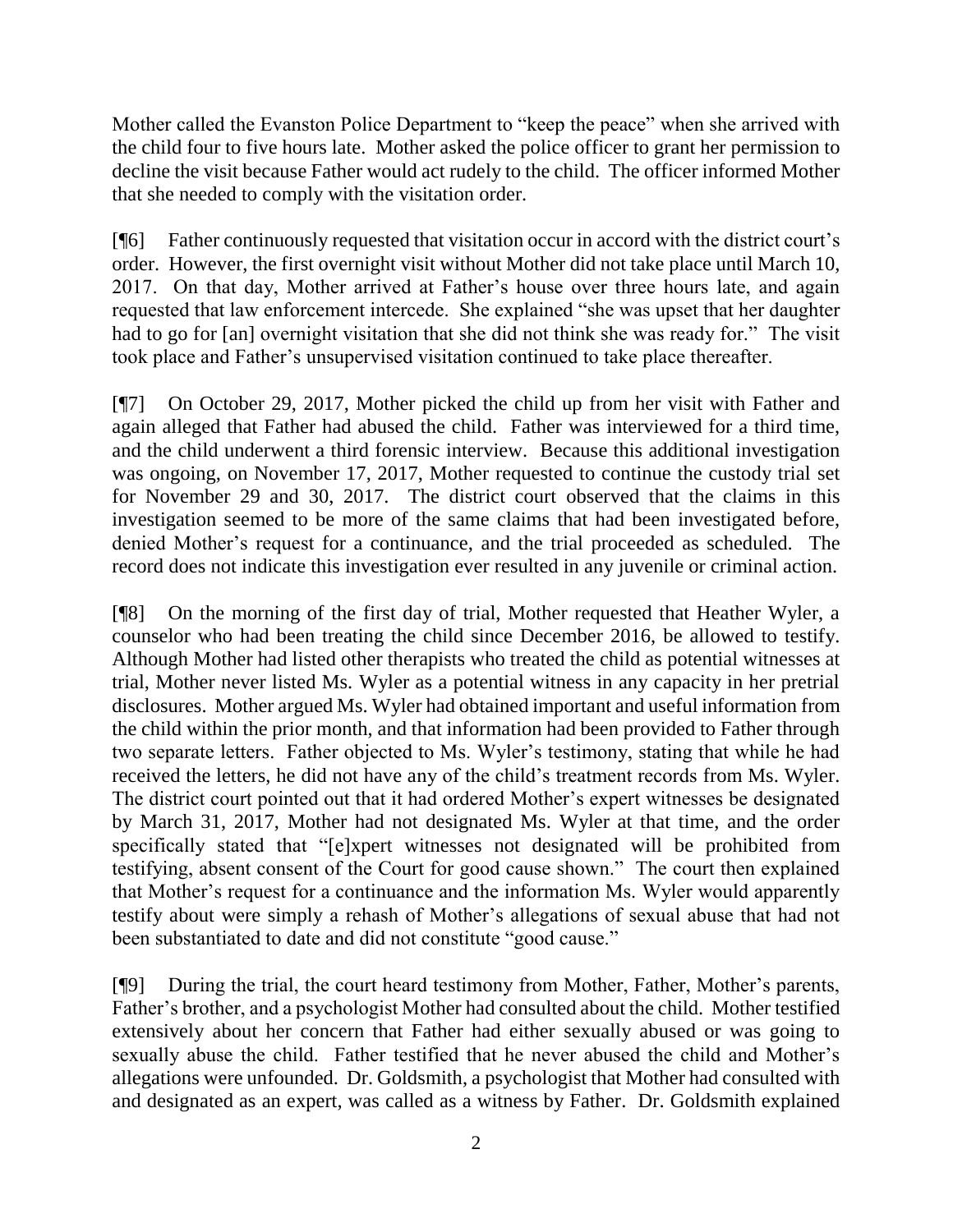Mother called the Evanston Police Department to "keep the peace" when she arrived with the child four to five hours late. Mother asked the police officer to grant her permission to decline the visit because Father would act rudely to the child. The officer informed Mother that she needed to comply with the visitation order.

[¶6] Father continuously requested that visitation occur in accord with the district court's order. However, the first overnight visit without Mother did not take place until March 10, 2017. On that day, Mother arrived at Father's house over three hours late, and again requested that law enforcement intercede. She explained "she was upset that her daughter had to go for [an] overnight visitation that she did not think she was ready for." The visit took place and Father's unsupervised visitation continued to take place thereafter.

[¶7] On October 29, 2017, Mother picked the child up from her visit with Father and again alleged that Father had abused the child. Father was interviewed for a third time, and the child underwent a third forensic interview. Because this additional investigation was ongoing, on November 17, 2017, Mother requested to continue the custody trial set for November 29 and 30, 2017. The district court observed that the claims in this investigation seemed to be more of the same claims that had been investigated before, denied Mother's request for a continuance, and the trial proceeded as scheduled. The record does not indicate this investigation ever resulted in any juvenile or criminal action.

[¶8] On the morning of the first day of trial, Mother requested that Heather Wyler, a counselor who had been treating the child since December 2016, be allowed to testify. Although Mother had listed other therapists who treated the child as potential witnesses at trial, Mother never listed Ms. Wyler as a potential witness in any capacity in her pretrial disclosures. Mother argued Ms. Wyler had obtained important and useful information from the child within the prior month, and that information had been provided to Father through two separate letters. Father objected to Ms. Wyler's testimony, stating that while he had received the letters, he did not have any of the child's treatment records from Ms. Wyler. The district court pointed out that it had ordered Mother's expert witnesses be designated by March 31, 2017, Mother had not designated Ms. Wyler at that time, and the order specifically stated that "[e]xpert witnesses not designated will be prohibited from testifying, absent consent of the Court for good cause shown." The court then explained that Mother's request for a continuance and the information Ms. Wyler would apparently testify about were simply a rehash of Mother's allegations of sexual abuse that had not been substantiated to date and did not constitute "good cause."

[¶9] During the trial, the court heard testimony from Mother, Father, Mother's parents, Father's brother, and a psychologist Mother had consulted about the child. Mother testified extensively about her concern that Father had either sexually abused or was going to sexually abuse the child. Father testified that he never abused the child and Mother's allegations were unfounded. Dr. Goldsmith, a psychologist that Mother had consulted with and designated as an expert, was called as a witness by Father. Dr. Goldsmith explained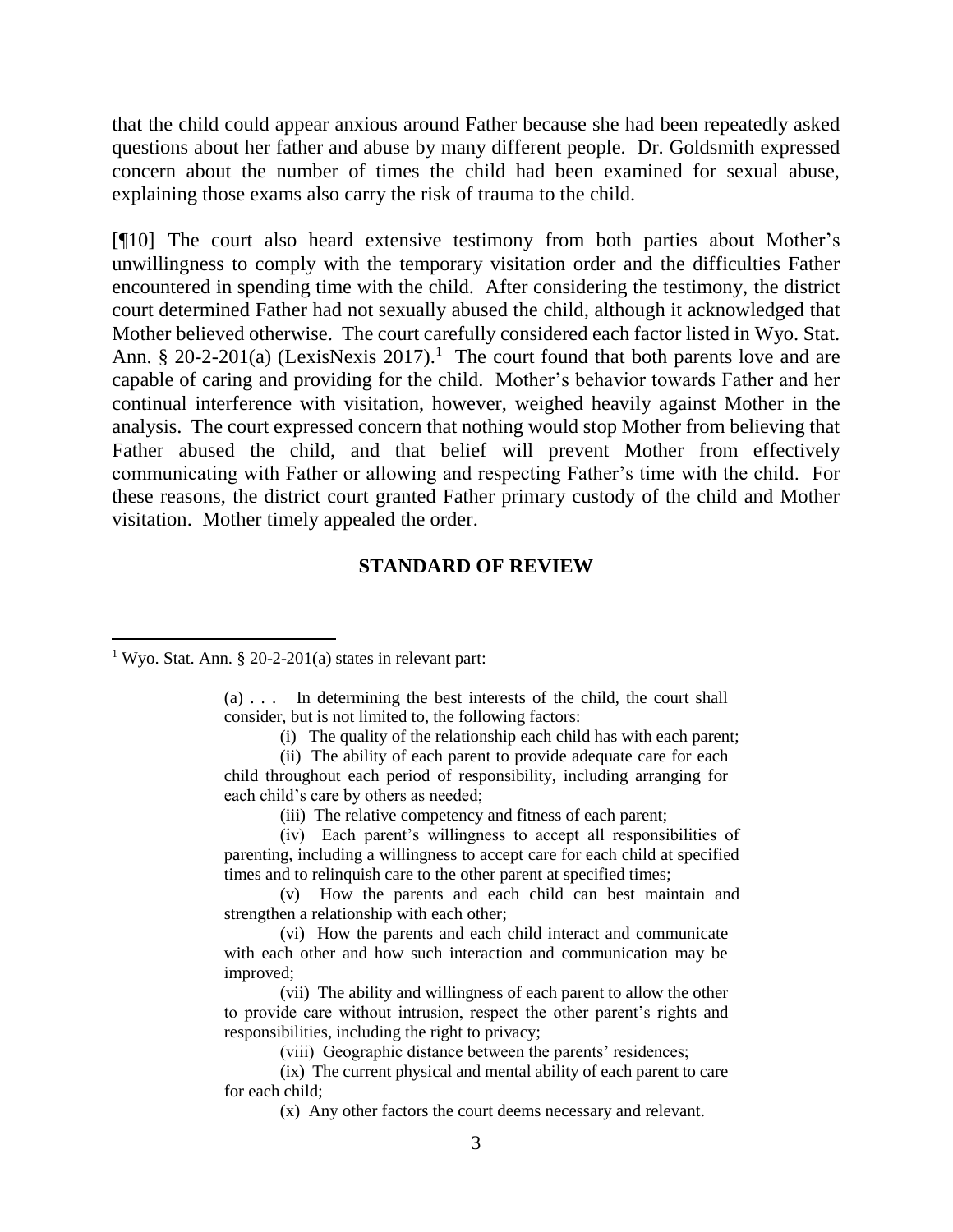that the child could appear anxious around Father because she had been repeatedly asked questions about her father and abuse by many different people. Dr. Goldsmith expressed concern about the number of times the child had been examined for sexual abuse, explaining those exams also carry the risk of trauma to the child.

[¶10] The court also heard extensive testimony from both parties about Mother's unwillingness to comply with the temporary visitation order and the difficulties Father encountered in spending time with the child. After considering the testimony, the district court determined Father had not sexually abused the child, although it acknowledged that Mother believed otherwise. The court carefully considered each factor listed in Wyo. Stat. Ann. § 20-2-201(a) (LexisNexis 2017).[1] The court found that both parents love and are capable of caring and providing for the child. Mother's behavior towards Father and her continual interference with visitation, however, weighed heavily against Mother in the analysis. The court expressed concern that nothing would stop Mother from believing that Father abused the child, and that belief will prevent Mother from effectively communicating with Father or allowing and respecting Father's time with the child. For these reasons, the district court granted Father primary custody of the child and Mother visitation. Mother timely appealed the order.

## STANDARD OF REVIEW

---

[1] Wyo. Stat. Ann. § 20-2-201(a) states in relevant part:

> (a) . . . In determining the best interests of the child, the court shall consider, but is not limited to, the following factors:
>
> (i) The quality of the relationship each child has with each parent;
>
> (ii) The ability of each parent to provide adequate care for each child throughout each period of responsibility, including arranging for each child's care by others as needed;
>
> (iii) The relative competency and fitness of each parent;
>
> (iv) Each parent's willingness to accept all responsibilities of parenting, including a willingness to accept care for each child at specified times and to relinquish care to the other parent at specified times;
>
> (v) How the parents and each child can best maintain and strengthen a relationship with each other;
>
> (vi) How the parents and each child interact and communicate with each other and how such interaction and communication may be improved;
>
> (vii) The ability and willingness of each parent to allow the other to provide care without intrusion, respect the other parent's rights and responsibilities, including the right to privacy;
>
> (viii) Geographic distance between the parents' residences;
>
> (ix) The current physical and mental ability of each parent to care for each child;
>
> (x) Any other factors the court deems necessary and relevant.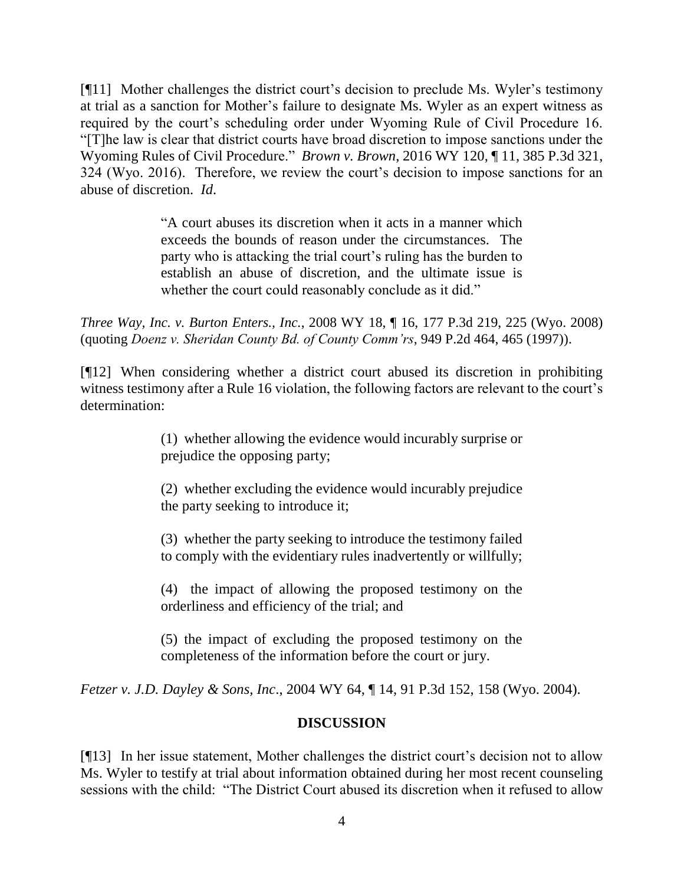[¶11] Mother challenges the district court's decision to preclude Ms. Wyler's testimony at trial as a sanction for Mother's failure to designate Ms. Wyler as an expert witness as required by the court's scheduling order under Wyoming Rule of Civil Procedure 16. "[T]he law is clear that district courts have broad discretion to impose sanctions under the Wyoming Rules of Civil Procedure." *Brown v. Brown*, 2016 WY 120, ¶ 11, 385 P.3d 321, 324 (Wyo. 2016). Therefore, we review the court's decision to impose sanctions for an abuse of discretion. *Id*.

> "A court abuses its discretion when it acts in a manner which exceeds the bounds of reason under the circumstances. The party who is attacking the trial court's ruling has the burden to establish an abuse of discretion, and the ultimate issue is whether the court could reasonably conclude as it did."

*Three Way, Inc. v. Burton Enters., Inc.*, 2008 WY 18, ¶ 16, 177 P.3d 219, 225 (Wyo. 2008) (quoting *Doenz v. Sheridan County Bd. of County Comm'rs*, 949 P.2d 464, 465 (1997)).

[¶12] When considering whether a district court abused its discretion in prohibiting witness testimony after a Rule 16 violation, the following factors are relevant to the court's determination:

> (1) whether allowing the evidence would incurably surprise or prejudice the opposing party;
>
> (2) whether excluding the evidence would incurably prejudice the party seeking to introduce it;
>
> (3) whether the party seeking to introduce the testimony failed to comply with the evidentiary rules inadvertently or willfully;
>
> (4) the impact of allowing the proposed testimony on the orderliness and efficiency of the trial; and
>
> (5) the impact of excluding the proposed testimony on the completeness of the information before the court or jury.

*Fetzer v. J.D. Dayley & Sons, Inc*., 2004 WY 64, ¶ 14, 91 P.3d 152, 158 (Wyo. 2004).

## DISCUSSION

[¶13] In her issue statement, Mother challenges the district court's decision not to allow Ms. Wyler to testify at trial about information obtained during her most recent counseling sessions with the child: "The District Court abused its discretion when it refused to allow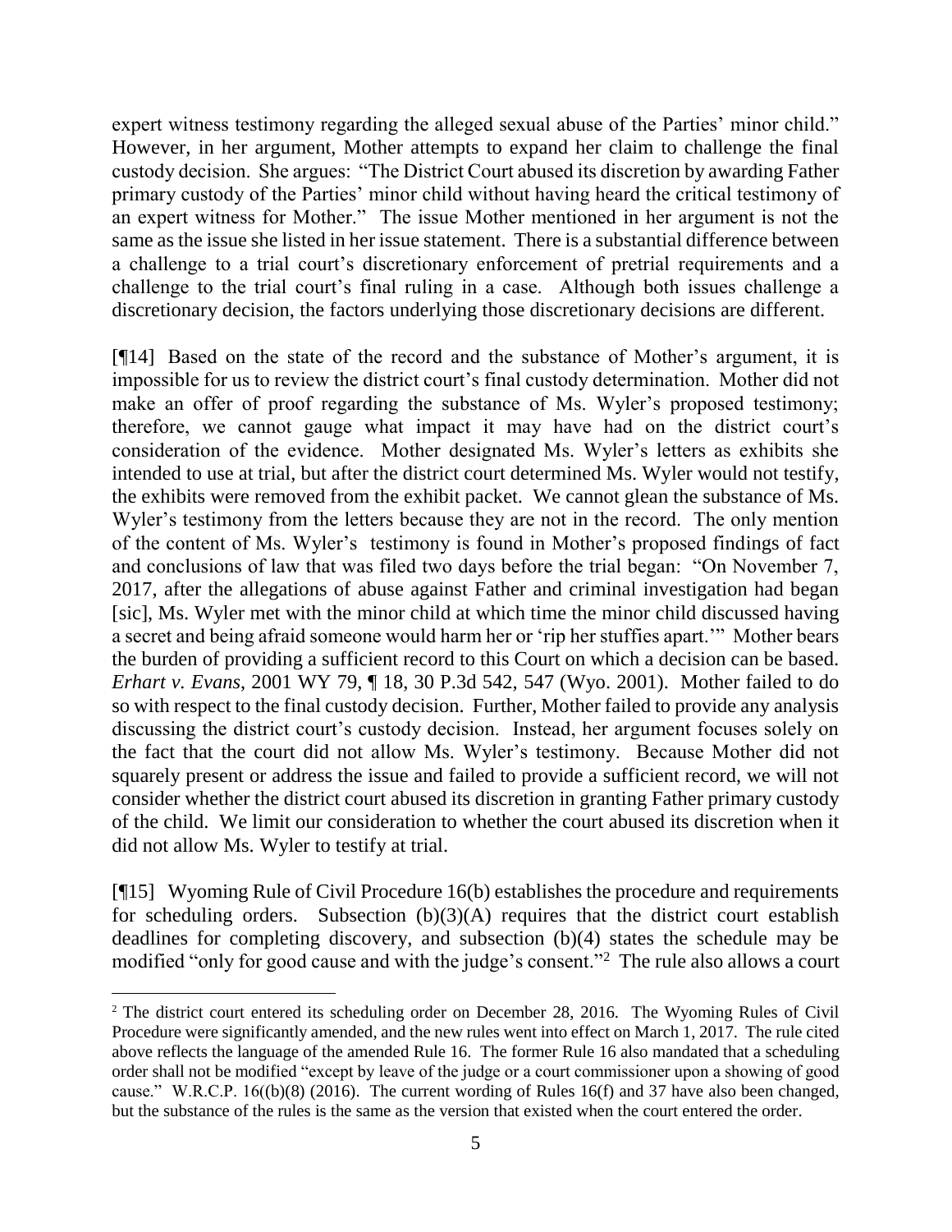expert witness testimony regarding the alleged sexual abuse of the Parties' minor child." However, in her argument, Mother attempts to expand her claim to challenge the final custody decision. She argues: "The District Court abused its discretion by awarding Father primary custody of the Parties' minor child without having heard the critical testimony of an expert witness for Mother." The issue Mother mentioned in her argument is not the same as the issue she listed in her issue statement. There is a substantial difference between a challenge to a trial court's discretionary enforcement of pretrial requirements and a challenge to the trial court's final ruling in a case. Although both issues challenge a discretionary decision, the factors underlying those discretionary decisions are different.

[¶14] Based on the state of the record and the substance of Mother's argument, it is impossible for us to review the district court's final custody determination. Mother did not make an offer of proof regarding the substance of Ms. Wyler's proposed testimony; therefore, we cannot gauge what impact it may have had on the district court's consideration of the evidence. Mother designated Ms. Wyler's letters as exhibits she intended to use at trial, but after the district court determined Ms. Wyler would not testify, the exhibits were removed from the exhibit packet. We cannot glean the substance of Ms. Wyler's testimony from the letters because they are not in the record. The only mention of the content of Ms. Wyler's testimony is found in Mother's proposed findings of fact and conclusions of law that was filed two days before the trial began: "On November 7, 2017, after the allegations of abuse against Father and criminal investigation had began [sic], Ms. Wyler met with the minor child at which time the minor child discussed having a secret and being afraid someone would harm her or 'rip her stuffies apart.'" Mother bears the burden of providing a sufficient record to this Court on which a decision can be based. *Erhart v. Evans*, 2001 WY 79, ¶ 18, 30 P.3d 542, 547 (Wyo. 2001). Mother failed to do so with respect to the final custody decision. Further, Mother failed to provide any analysis discussing the district court's custody decision. Instead, her argument focuses solely on the fact that the court did not allow Ms. Wyler's testimony. Because Mother did not squarely present or address the issue and failed to provide a sufficient record, we will not consider whether the district court abused its discretion in granting Father primary custody of the child. We limit our consideration to whether the court abused its discretion when it did not allow Ms. Wyler to testify at trial.

[¶15] Wyoming Rule of Civil Procedure 16(b) establishes the procedure and requirements for scheduling orders. Subsection (b)(3)(A) requires that the district court establish deadlines for completing discovery, and subsection (b)(4) states the schedule may be modified "only for good cause and with the judge's consent."[2] The rule also allows a court

---

[2] The district court entered its scheduling order on December 28, 2016. The Wyoming Rules of Civil Procedure were significantly amended, and the new rules went into effect on March 1, 2017. The rule cited above reflects the language of the amended Rule 16. The former Rule 16 also mandated that a scheduling order shall not be modified "except by leave of the judge or a court commissioner upon a showing of good cause." W.R.C.P. 16((b)(8) (2016). The current wording of Rules 16(f) and 37 have also been changed, but the substance of the rules is the same as the version that existed when the court entered the order.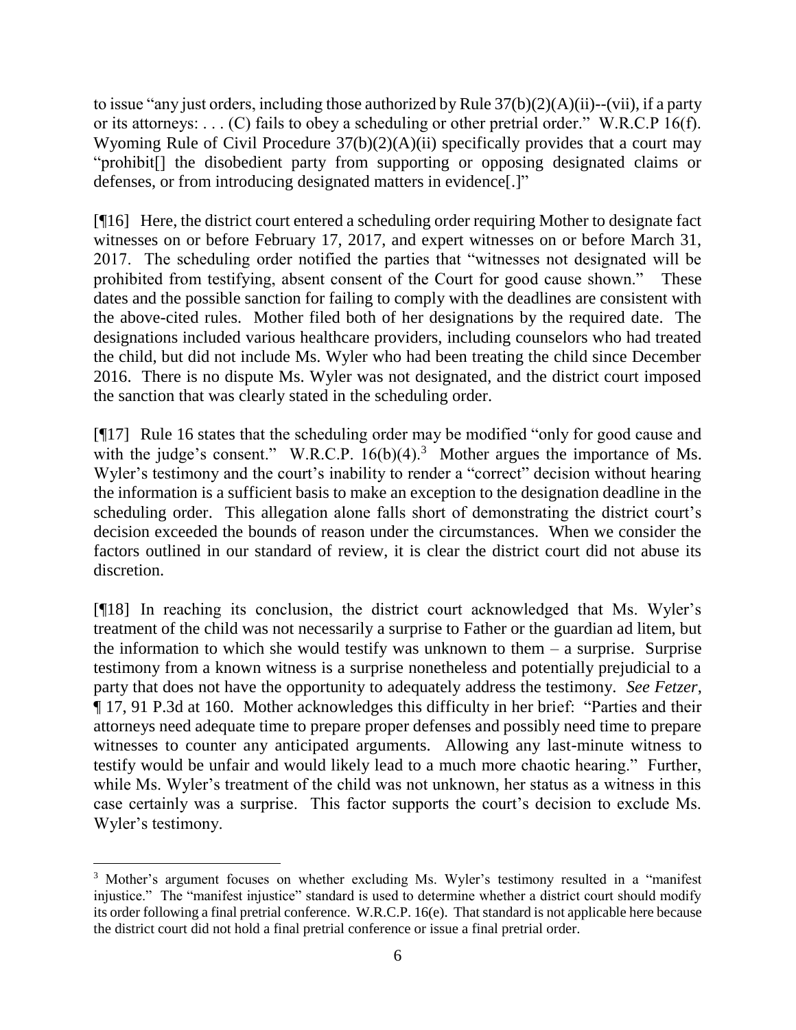to issue "any just orders, including those authorized by Rule 37(b)(2)(A)(ii)--(vii), if a party or its attorneys: . . . (C) fails to obey a scheduling or other pretrial order." W.R.C.P 16(f). Wyoming Rule of Civil Procedure 37(b)(2)(A)(ii) specifically provides that a court may "prohibit[] the disobedient party from supporting or opposing designated claims or defenses, or from introducing designated matters in evidence[.]"

[¶16] Here, the district court entered a scheduling order requiring Mother to designate fact witnesses on or before February 17, 2017, and expert witnesses on or before March 31, 2017. The scheduling order notified the parties that "witnesses not designated will be prohibited from testifying, absent consent of the Court for good cause shown." These dates and the possible sanction for failing to comply with the deadlines are consistent with the above-cited rules. Mother filed both of her designations by the required date. The designations included various healthcare providers, including counselors who had treated the child, but did not include Ms. Wyler who had been treating the child since December 2016. There is no dispute Ms. Wyler was not designated, and the district court imposed the sanction that was clearly stated in the scheduling order.

[¶17] Rule 16 states that the scheduling order may be modified "only for good cause and with the judge's consent." W.R.C.P. 16(b)(4).[3] Mother argues the importance of Ms. Wyler's testimony and the court's inability to render a "correct" decision without hearing the information is a sufficient basis to make an exception to the designation deadline in the scheduling order. This allegation alone falls short of demonstrating the district court's decision exceeded the bounds of reason under the circumstances. When we consider the factors outlined in our standard of review, it is clear the district court did not abuse its discretion.

[¶18] In reaching its conclusion, the district court acknowledged that Ms. Wyler's treatment of the child was not necessarily a surprise to Father or the guardian ad litem, but the information to which she would testify was unknown to them – a surprise. Surprise testimony from a known witness is a surprise nonetheless and potentially prejudicial to a party that does not have the opportunity to adequately address the testimony. *See Fetzer*, ¶ 17, 91 P.3d at 160. Mother acknowledges this difficulty in her brief: "Parties and their attorneys need adequate time to prepare proper defenses and possibly need time to prepare witnesses to counter any anticipated arguments. Allowing any last-minute witness to testify would be unfair and would likely lead to a much more chaotic hearing." Further, while Ms. Wyler's treatment of the child was not unknown, her status as a witness in this case certainly was a surprise. This factor supports the court's decision to exclude Ms. Wyler's testimony.

---

[3] Mother's argument focuses on whether excluding Ms. Wyler's testimony resulted in a "manifest injustice." The "manifest injustice" standard is used to determine whether a district court should modify its order following a final pretrial conference. W.R.C.P. 16(e). That standard is not applicable here because the district court did not hold a final pretrial conference or issue a final pretrial order.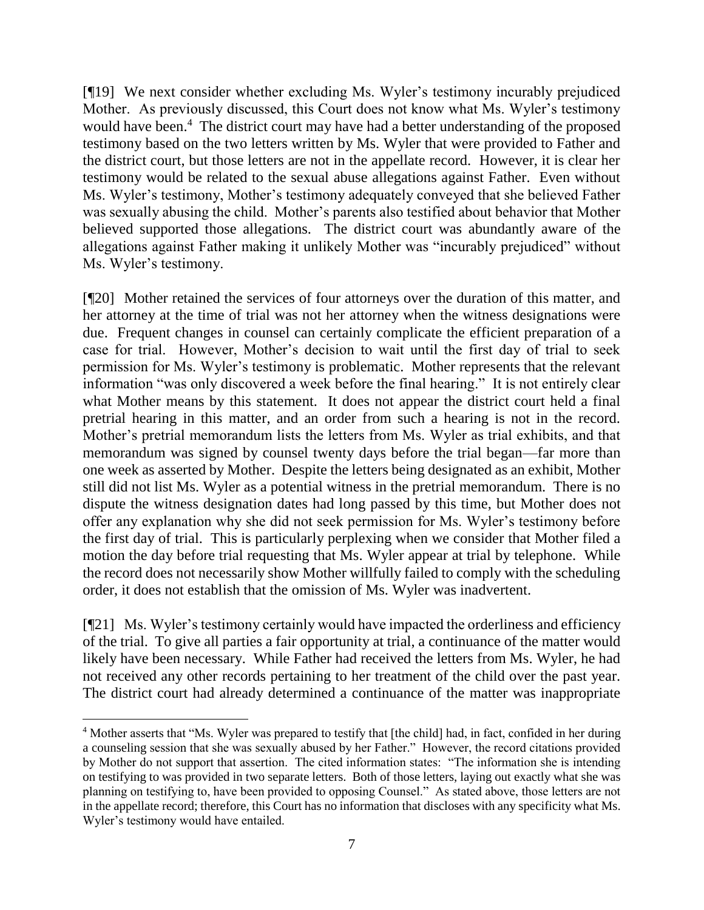[¶19] We next consider whether excluding Ms. Wyler's testimony incurably prejudiced Mother. As previously discussed, this Court does not know what Ms. Wyler's testimony would have been.[4] The district court may have had a better understanding of the proposed testimony based on the two letters written by Ms. Wyler that were provided to Father and the district court, but those letters are not in the appellate record. However, it is clear her testimony would be related to the sexual abuse allegations against Father. Even without Ms. Wyler's testimony, Mother's testimony adequately conveyed that she believed Father was sexually abusing the child. Mother's parents also testified about behavior that Mother believed supported those allegations. The district court was abundantly aware of the allegations against Father making it unlikely Mother was "incurably prejudiced" without Ms. Wyler's testimony.

[¶20] Mother retained the services of four attorneys over the duration of this matter, and her attorney at the time of trial was not her attorney when the witness designations were due. Frequent changes in counsel can certainly complicate the efficient preparation of a case for trial. However, Mother's decision to wait until the first day of trial to seek permission for Ms. Wyler's testimony is problematic. Mother represents that the relevant information "was only discovered a week before the final hearing." It is not entirely clear what Mother means by this statement. It does not appear the district court held a final pretrial hearing in this matter, and an order from such a hearing is not in the record. Mother's pretrial memorandum lists the letters from Ms. Wyler as trial exhibits, and that memorandum was signed by counsel twenty days before the trial began—far more than one week as asserted by Mother. Despite the letters being designated as an exhibit, Mother still did not list Ms. Wyler as a potential witness in the pretrial memorandum. There is no dispute the witness designation dates had long passed by this time, but Mother does not offer any explanation why she did not seek permission for Ms. Wyler's testimony before the first day of trial. This is particularly perplexing when we consider that Mother filed a motion the day before trial requesting that Ms. Wyler appear at trial by telephone. While the record does not necessarily show Mother willfully failed to comply with the scheduling order, it does not establish that the omission of Ms. Wyler was inadvertent.

[¶21] Ms. Wyler's testimony certainly would have impacted the orderliness and efficiency of the trial. To give all parties a fair opportunity at trial, a continuance of the matter would likely have been necessary. While Father had received the letters from Ms. Wyler, he had not received any other records pertaining to her treatment of the child over the past year. The district court had already determined a continuance of the matter was inappropriate

---

[4] Mother asserts that "Ms. Wyler was prepared to testify that [the child] had, in fact, confided in her during a counseling session that she was sexually abused by her Father." However, the record citations provided by Mother do not support that assertion. The cited information states: "The information she is intending on testifying to was provided in two separate letters. Both of those letters, laying out exactly what she was planning on testifying to, have been provided to opposing Counsel." As stated above, those letters are not in the appellate record; therefore, this Court has no information that discloses with any specificity what Ms. Wyler's testimony would have entailed.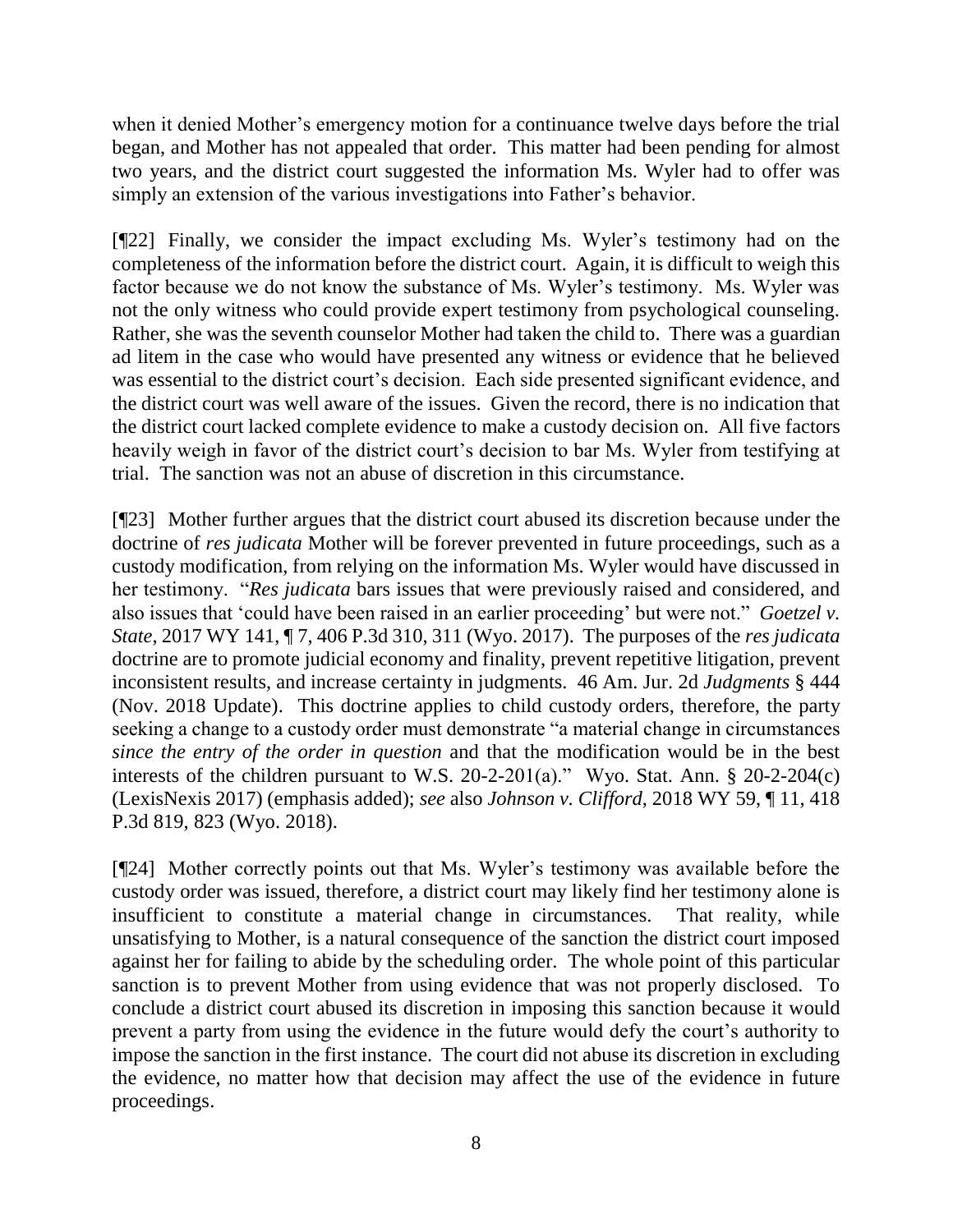when it denied Mother's emergency motion for a continuance twelve days before the trial began, and Mother has not appealed that order. This matter had been pending for almost two years, and the district court suggested the information Ms. Wyler had to offer was simply an extension of the various investigations into Father's behavior.

[¶22] Finally, we consider the impact excluding Ms. Wyler's testimony had on the completeness of the information before the district court. Again, it is difficult to weigh this factor because we do not know the substance of Ms. Wyler's testimony. Ms. Wyler was not the only witness who could provide expert testimony from psychological counseling. Rather, she was the seventh counselor Mother had taken the child to. There was a guardian ad litem in the case who would have presented any witness or evidence that he believed was essential to the district court's decision. Each side presented significant evidence, and the district court was well aware of the issues. Given the record, there is no indication that the district court lacked complete evidence to make a custody decision on. All five factors heavily weigh in favor of the district court's decision to bar Ms. Wyler from testifying at trial. The sanction was not an abuse of discretion in this circumstance.

[¶23] Mother further argues that the district court abused its discretion because under the doctrine of *res judicata* Mother will be forever prevented in future proceedings, such as a custody modification, from relying on the information Ms. Wyler would have discussed in her testimony. "*Res judicata* bars issues that were previously raised and considered, and also issues that 'could have been raised in an earlier proceeding' but were not." *Goetzel v. State*, 2017 WY 141, ¶ 7, 406 P.3d 310, 311 (Wyo. 2017). The purposes of the *res judicata* doctrine are to promote judicial economy and finality, prevent repetitive litigation, prevent inconsistent results, and increase certainty in judgments. 46 Am. Jur. 2d *Judgments* § 444 (Nov. 2018 Update). This doctrine applies to child custody orders, therefore, the party seeking a change to a custody order must demonstrate "a material change in circumstances *since the entry of the order in question* and that the modification would be in the best interests of the children pursuant to W.S. 20-2-201(a)." Wyo. Stat. Ann. § 20-2-204(c) (LexisNexis 2017) (emphasis added); *see* also *Johnson v. Clifford*, 2018 WY 59, ¶ 11, 418 P.3d 819, 823 (Wyo. 2018).

[¶24] Mother correctly points out that Ms. Wyler's testimony was available before the custody order was issued, therefore, a district court may likely find her testimony alone is insufficient to constitute a material change in circumstances. That reality, while unsatisfying to Mother, is a natural consequence of the sanction the district court imposed against her for failing to abide by the scheduling order. The whole point of this particular sanction is to prevent Mother from using evidence that was not properly disclosed. To conclude a district court abused its discretion in imposing this sanction because it would prevent a party from using the evidence in the future would defy the court's authority to impose the sanction in the first instance. The court did not abuse its discretion in excluding the evidence, no matter how that decision may affect the use of the evidence in future proceedings.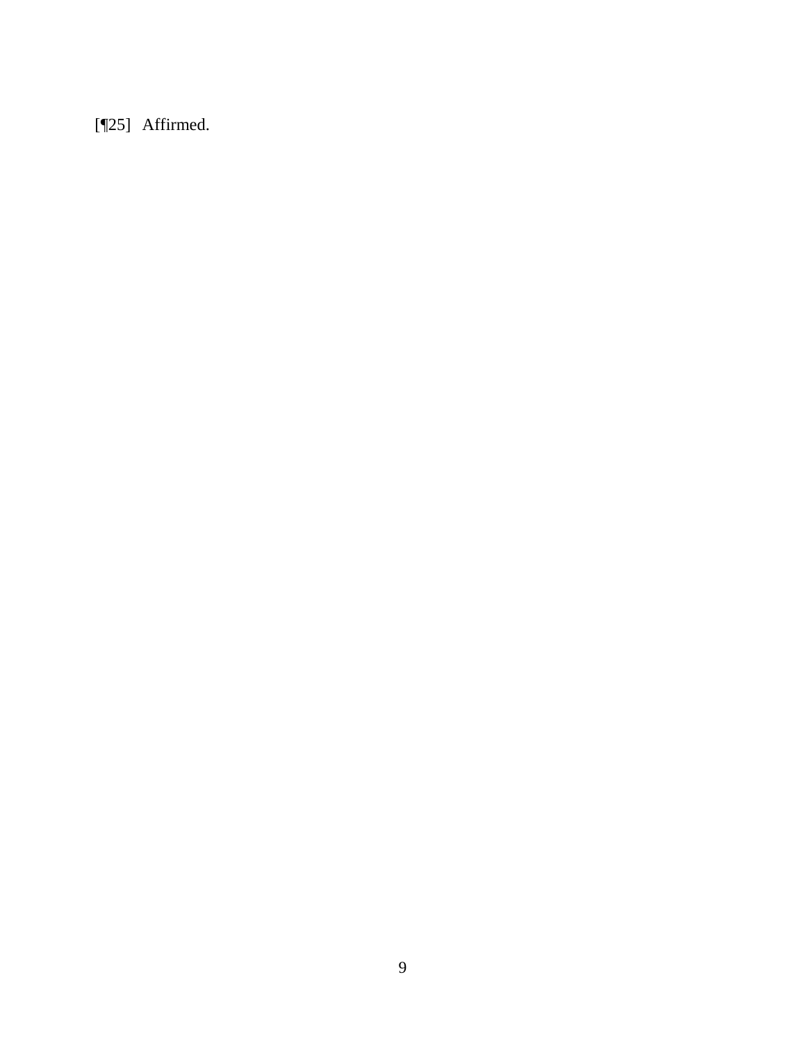[¶25] Affirmed.